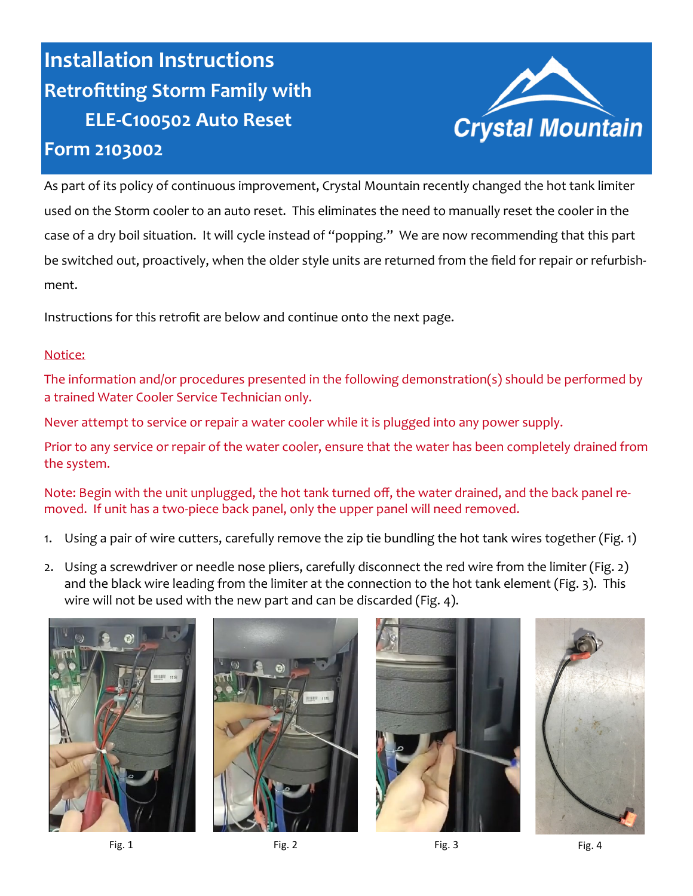# Installation Instructions

## Retrofitting Storm Family with ELE-C100502 Auto Reset

## Form 2103002

Crystal Mountain

As part of its policy of continuous improvement, Crystal Mountain recently changed the hot tank limiter used on the Storm cooler to an auto reset. This eliminates the need to manually reset the cooler in the case of a dry boil situation. It will cycle instead of "popping." We are now recommending that this part be switched out, proactively, when the older style units are returned from the field for repair or refurbishment.

Instructions for this retrofit are below and continue onto the next page.

Notice:

The information and/or procedures presented in the following demonstration(s) should be performed by a trained Water Cooler Service Technician only.

Never attempt to service or repair a water cooler while it is plugged into any power supply.

Prior to any service or repair of the water cooler, ensure that the water has been completely drained from the system.

Note: Begin with the unit unplugged, the hot tank turned off, the water drained, and the back panel removed. If unit has a two-piece back panel, only the upper panel will need removed.

1. Using a pair of wire cutters, carefully remove the zip tie bundling the hot tank wires together (Fig. 1)
2. Using a screwdriver or needle nose pliers, carefully disconnect the red wire from the limiter (Fig. 2) and the black wire leading from the limiter at the connection to the hot tank element (Fig. 3). This wire will not be used with the new part and can be discarded (Fig. 4).

Fig. 1

Fig. 2

Fig. 3

Fig. 4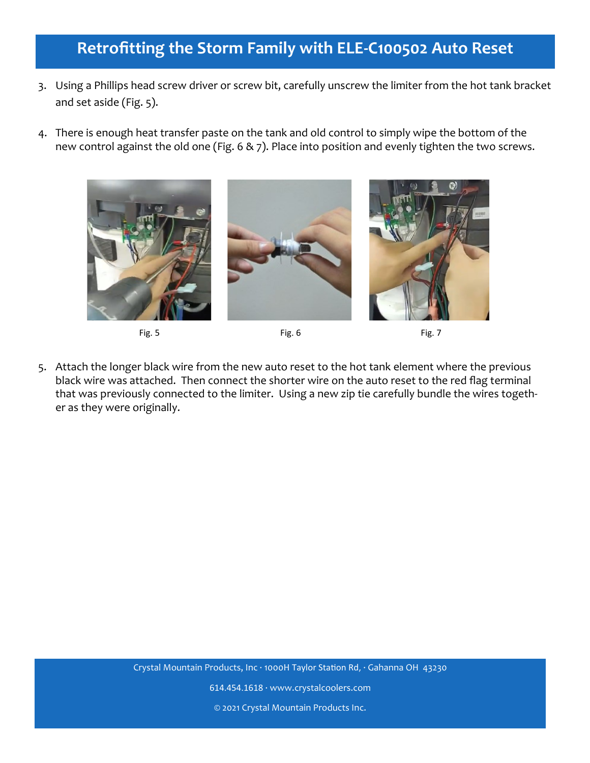# Retrofitting the Storm Family with ELE-C100502 Auto Reset

3. Using a Phillips head screw driver or screw bit, carefully unscrew the limiter from the hot tank bracket and set aside (Fig. 5).

4. There is enough heat transfer paste on the tank and old control to simply wipe the bottom of the new control against the old one (Fig. 6 & 7). Place into position and evenly tighten the two screws.

Fig. 5

Fig. 6

Fig. 7

5. Attach the longer black wire from the new auto reset to the hot tank element where the previous black wire was attached. Then connect the shorter wire on the auto reset to the red flag terminal that was previously connected to the limiter. Using a new zip tie carefully bundle the wires together as they were originally.

Crystal Mountain Products, Inc · 1000H Taylor Station Rd, · Gahanna OH 43230

614.454.1618 · www.crystalcoolers.com

© 2021 Crystal Mountain Products Inc.